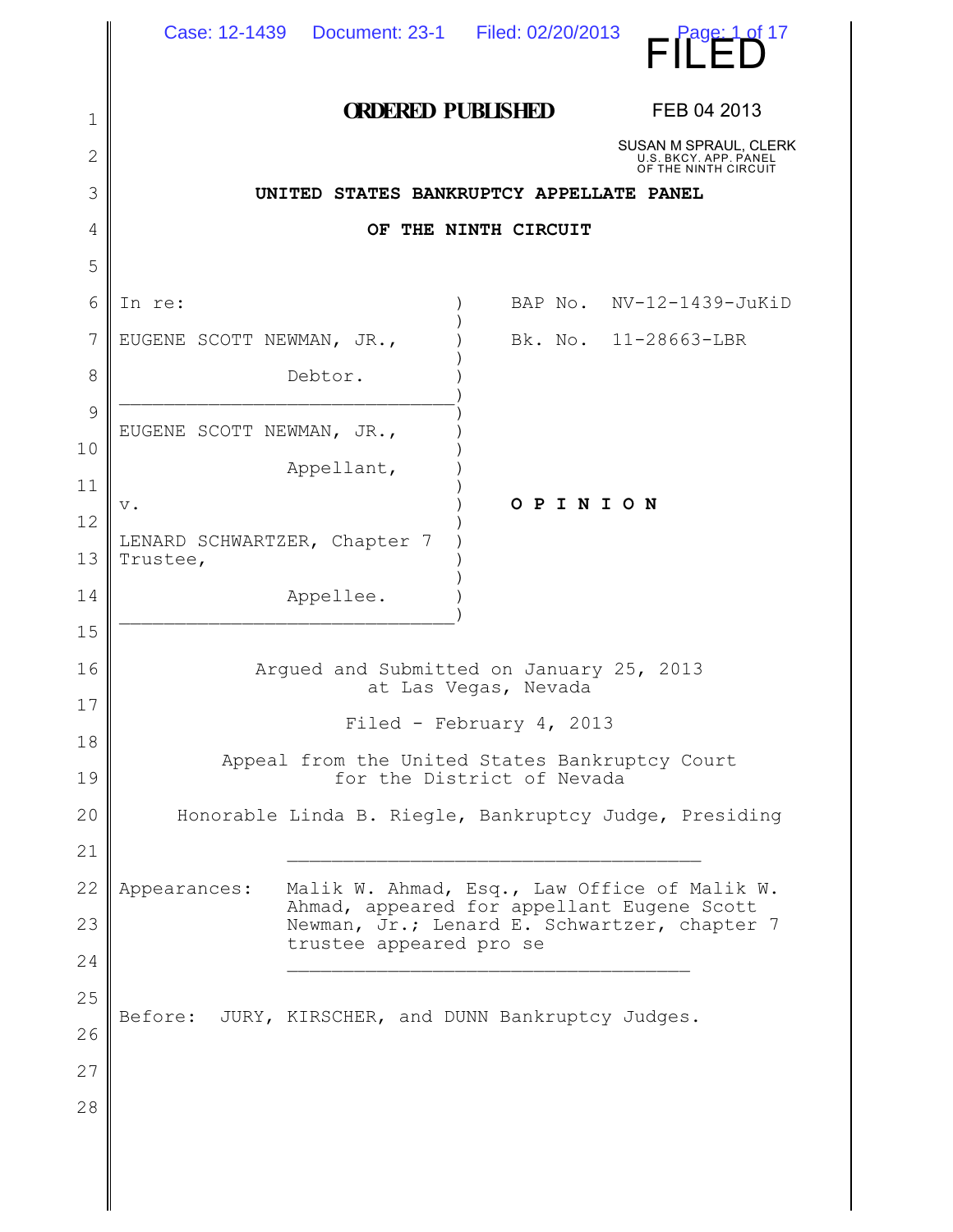FILED

**ORDERED PUBLISHED**

FEB 04 2013

SUSAN M SPRAUL, CLERK
U.S. BKCY. APP. PANEL
OF THE NINTH CIRCUIT

# UNITED STATES BANKRUPTCY APPELLATE PANEL

# OF THE NINTH CIRCUIT

| | |
|---|---|
| In re: | BAP No. NV-12-1439-JuKiD |
| EUGENE SCOTT NEWMAN, JR., Debtor. | Bk. No. 11-28663-LBR |
| EUGENE SCOTT NEWMAN, JR., Appellant, v. LENARD SCHWARTZER, Chapter 7 Trustee, Appellee. | **O P I N I O N** |

Argued and Submitted on January 25, 2013
at Las Vegas, Nevada

Filed - February 4, 2013

Appeal from the United States Bankruptcy Court
for the District of Nevada

Honorable Linda B. Riegle, Bankruptcy Judge, Presiding

---

Appearances: Malik W. Ahmad, Esq., Law Office of Malik W. Ahmad, appeared for appellant Eugene Scott Newman, Jr.; Lenard E. Schwartzer, chapter 7 trustee appeared pro se

---

Before: JURY, KIRSCHER, and DUNN Bankruptcy Judges.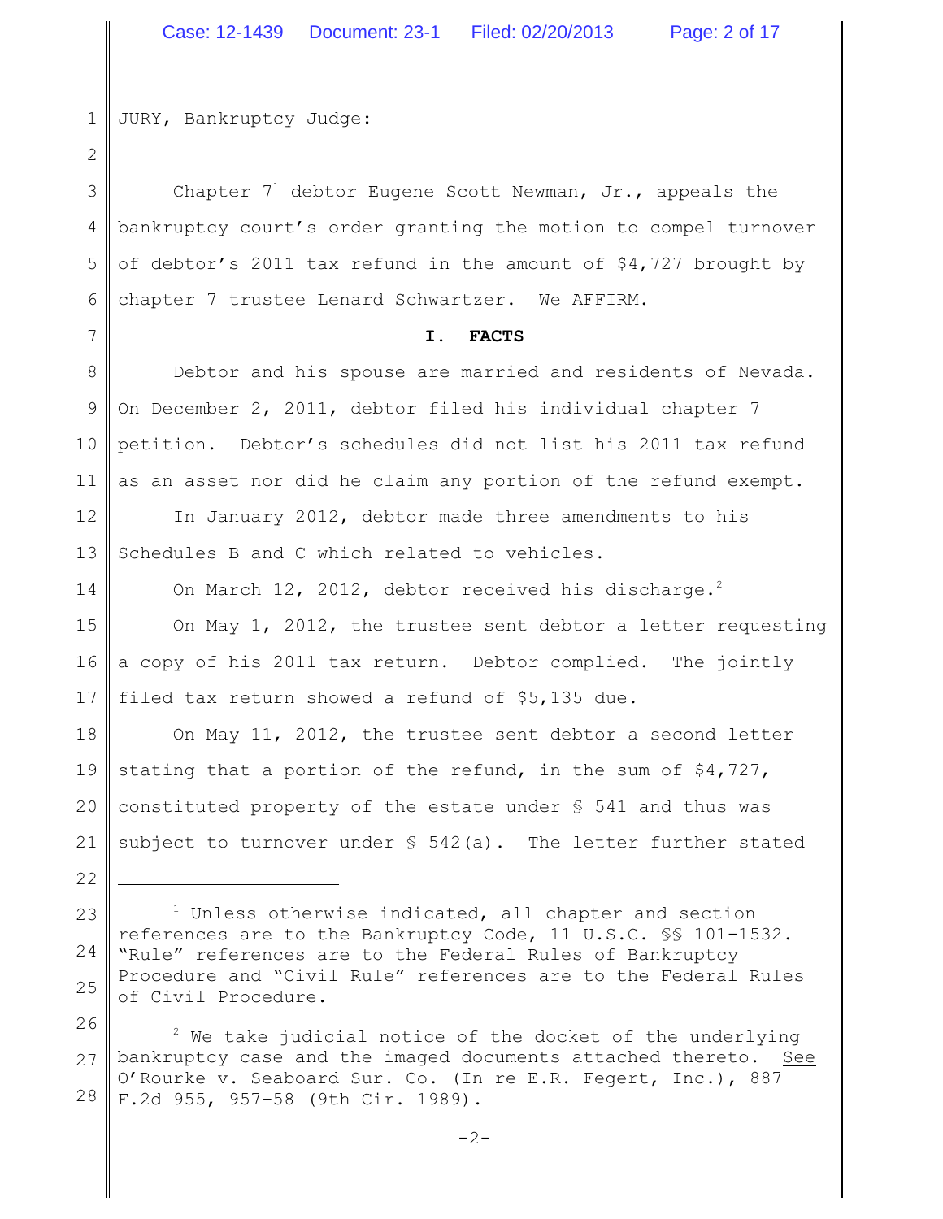JURY, Bankruptcy Judge:

Chapter 7[1] debtor Eugene Scott Newman, Jr., appeals the bankruptcy court's order granting the motion to compel turnover of debtor's 2011 tax refund in the amount of $4,727 brought by chapter 7 trustee Lenard Schwartzer. We AFFIRM.

## I. FACTS

Debtor and his spouse are married and residents of Nevada. On December 2, 2011, debtor filed his individual chapter 7 petition. Debtor's schedules did not list his 2011 tax refund as an asset nor did he claim any portion of the refund exempt.

In January 2012, debtor made three amendments to his Schedules B and C which related to vehicles.

On March 12, 2012, debtor received his discharge.[2]

On May 1, 2012, the trustee sent debtor a letter requesting a copy of his 2011 tax return. Debtor complied. The jointly filed tax return showed a refund of $5,135 due.

On May 11, 2012, the trustee sent debtor a second letter stating that a portion of the refund, in the sum of $4,727, constituted property of the estate under § 541 and thus was subject to turnover under § 542(a). The letter further stated

---

[1] Unless otherwise indicated, all chapter and section references are to the Bankruptcy Code, 11 U.S.C. §§ 101-1532. "Rule" references are to the Federal Rules of Bankruptcy Procedure and "Civil Rule" references are to the Federal Rules of Civil Procedure.

[2] We take judicial notice of the docket of the underlying bankruptcy case and the imaged documents attached thereto. See O'Rourke v. Seaboard Sur. Co. (In re E.R. Fegert, Inc.), 887 F.2d 955, 957-58 (9th Cir. 1989).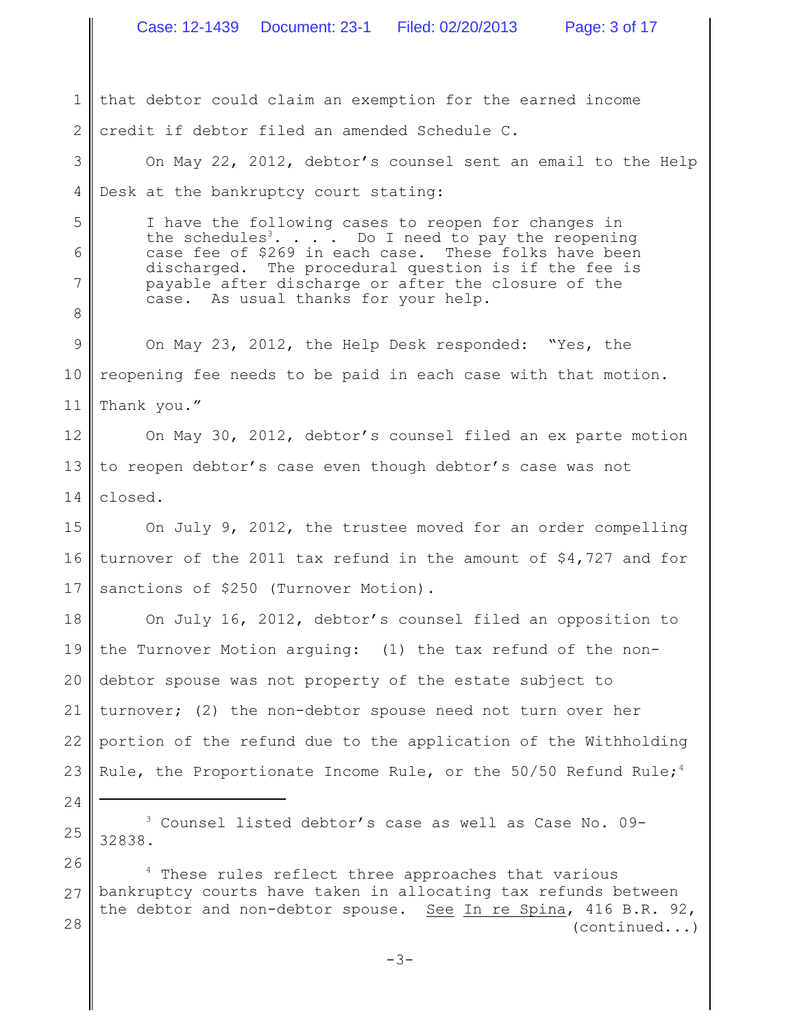that debtor could claim an exemption for the earned income credit if debtor filed an amended Schedule C.

On May 22, 2012, debtor's counsel sent an email to the Help Desk at the bankruptcy court stating:

> I have the following cases to reopen for changes in the schedules[3]. . . . Do I need to pay the reopening case fee of $269 in each case. These folks have been discharged. The procedural question is if the fee is payable after discharge or after the closure of the case. As usual thanks for your help.

On May 23, 2012, the Help Desk responded: "Yes, the reopening fee needs to be paid in each case with that motion. Thank you."

On May 30, 2012, debtor's counsel filed an ex parte motion to reopen debtor's case even though debtor's case was not closed.

On July 9, 2012, the trustee moved for an order compelling turnover of the 2011 tax refund in the amount of $4,727 and for sanctions of $250 (Turnover Motion).

On July 16, 2012, debtor's counsel filed an opposition to the Turnover Motion arguing: (1) the tax refund of the non-debtor spouse was not property of the estate subject to turnover; (2) the non-debtor spouse need not turn over her portion of the refund due to the application of the Withholding Rule, the Proportionate Income Rule, or the 50/50 Refund Rule;[4]

---

[3] Counsel listed debtor's case as well as Case No. 09-32838.

[4] These rules reflect three approaches that various bankruptcy courts have taken in allocating tax refunds between the debtor and non-debtor spouse. See In re Spina, 416 B.R. 92, (continued...)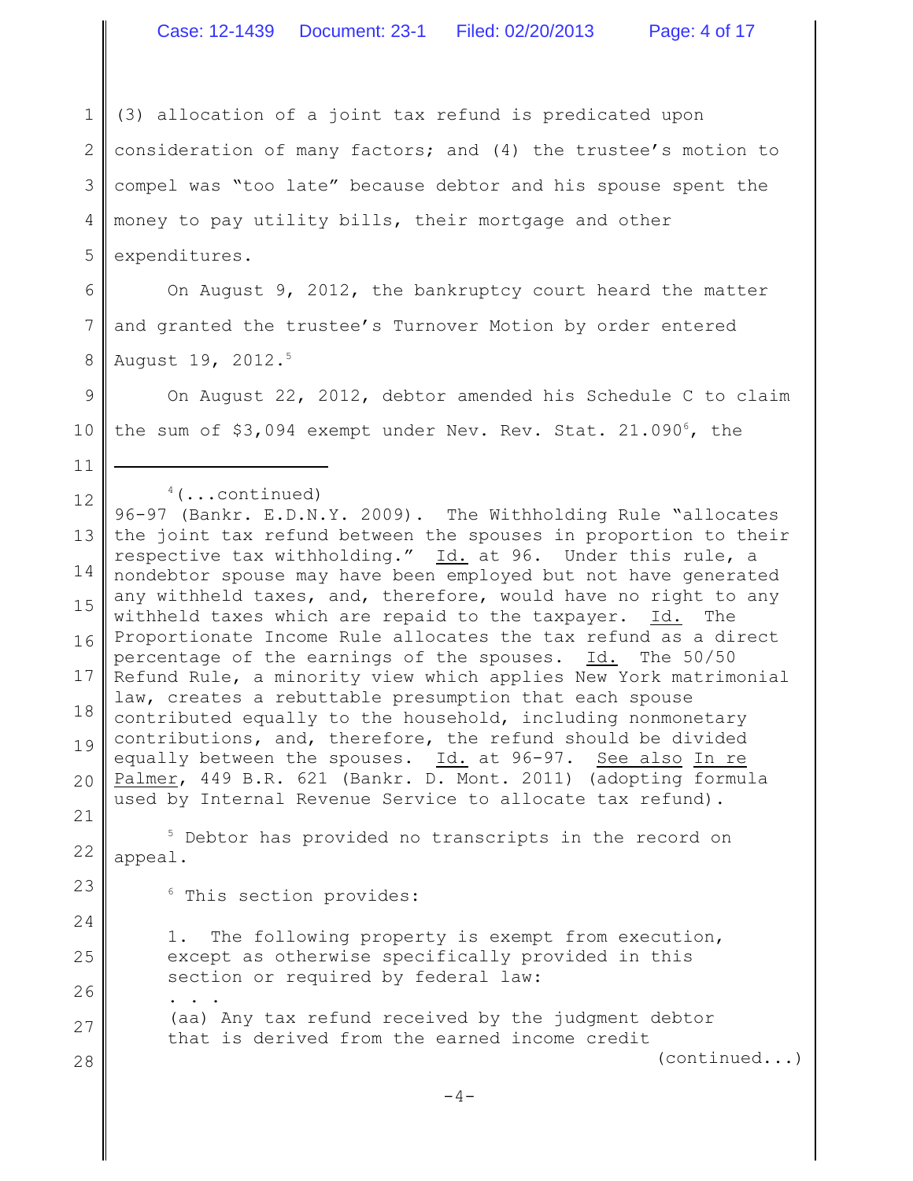(3) allocation of a joint tax refund is predicated upon consideration of many factors; and (4) the trustee's motion to compel was "too late" because debtor and his spouse spent the money to pay utility bills, their mortgage and other expenditures.

On August 9, 2012, the bankruptcy court heard the matter and granted the trustee's Turnover Motion by order entered August 19, 2012.[5]

On August 22, 2012, debtor amended his Schedule C to claim the sum of $3,094 exempt under Nev. Rev. Stat. 21.090[6], the

---

[4](...continued)
96-97 (Bankr. E.D.N.Y. 2009). The Withholding Rule "allocates the joint tax refund between the spouses in proportion to their respective tax withholding." Id. at 96. Under this rule, a nondebtor spouse may have been employed but not have generated any withheld taxes, and, therefore, would have no right to any withheld taxes which are repaid to the taxpayer. Id. The Proportionate Income Rule allocates the tax refund as a direct percentage of the earnings of the spouses. Id. The 50/50 Refund Rule, a minority view which applies New York matrimonial law, creates a rebuttable presumption that each spouse contributed equally to the household, including nonmonetary contributions, and, therefore, the refund should be divided equally between the spouses. Id. at 96-97. See also In re Palmer, 449 B.R. 621 (Bankr. D. Mont. 2011) (adopting formula used by Internal Revenue Service to allocate tax refund).

[5] Debtor has provided no transcripts in the record on appeal.

[6] This section provides:

> 1. The following property is exempt from execution, except as otherwise specifically provided in this section or required by federal law:
>
> . . .
>
> (aa) Any tax refund received by the judgment debtor that is derived from the earned income credit
>
> (continued...)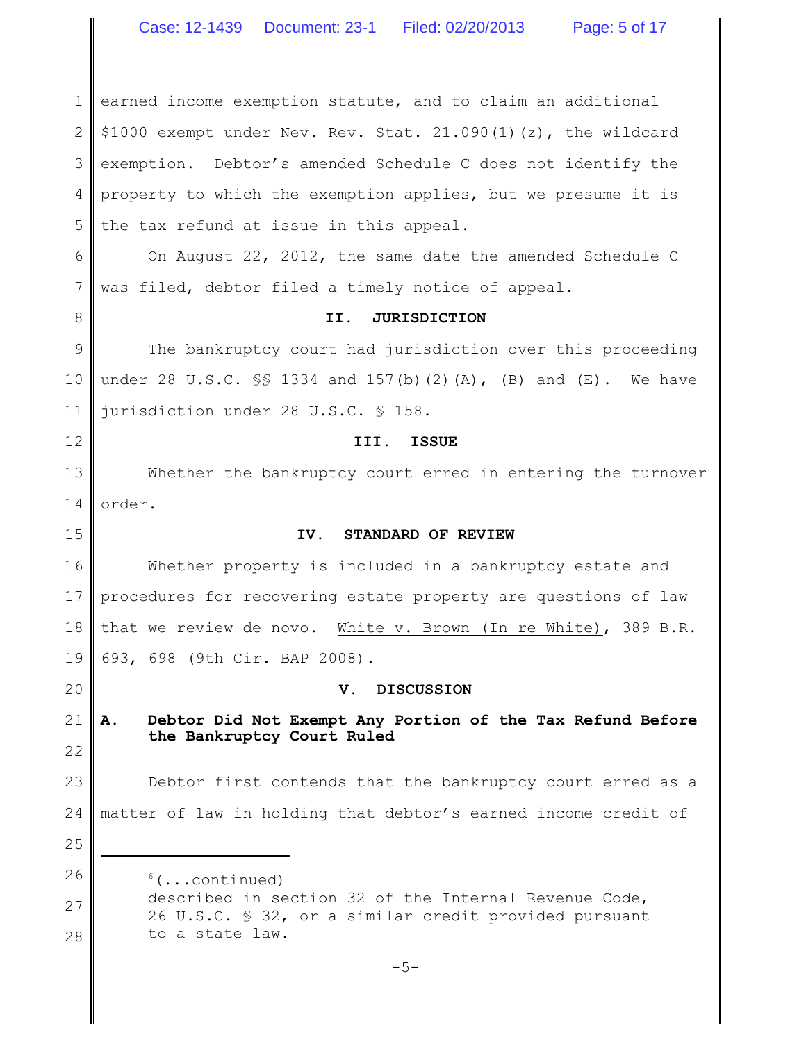earned income exemption statute, and to claim an additional $1000 exempt under Nev. Rev. Stat. 21.090(1)(z), the wildcard exemption. Debtor's amended Schedule C does not identify the property to which the exemption applies, but we presume it is the tax refund at issue in this appeal.

On August 22, 2012, the same date the amended Schedule C was filed, debtor filed a timely notice of appeal.

## II. JURISDICTION

The bankruptcy court had jurisdiction over this proceeding under 28 U.S.C. §§ 1334 and 157(b)(2)(A), (B) and (E). We have jurisdiction under 28 U.S.C. § 158.

## III. ISSUE

Whether the bankruptcy court erred in entering the turnover order.

## IV. STANDARD OF REVIEW

Whether property is included in a bankruptcy estate and procedures for recovering estate property are questions of law that we review de novo. White v. Brown (In re White), 389 B.R. 693, 698 (9th Cir. BAP 2008).

## V. DISCUSSION

### A. Debtor Did Not Exempt Any Portion of the Tax Refund Before the Bankruptcy Court Ruled

Debtor first contends that the bankruptcy court erred as a matter of law in holding that debtor's earned income credit of

---

[6](...continued) described in section 32 of the Internal Revenue Code, 26 U.S.C. § 32, or a similar credit provided pursuant to a state law.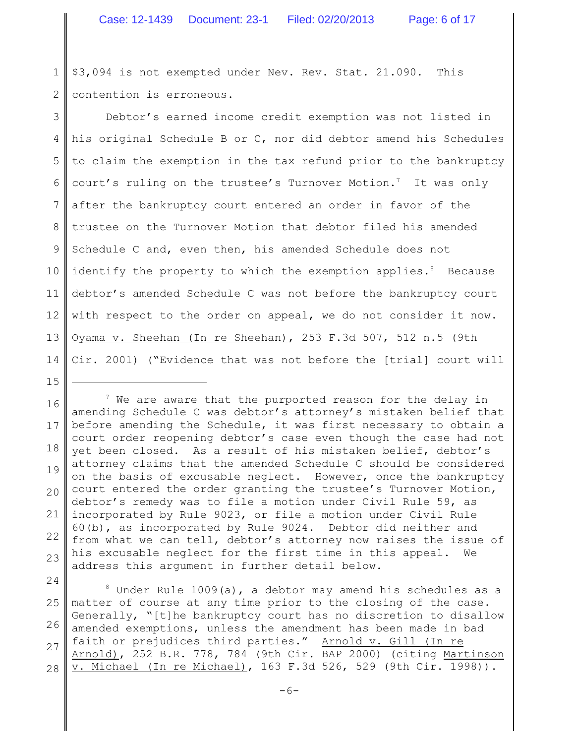$3,094 is not exempted under Nev. Rev. Stat. 21.090. This contention is erroneous.

Debtor's earned income credit exemption was not listed in his original Schedule B or C, nor did debtor amend his Schedules to claim the exemption in the tax refund prior to the bankruptcy court's ruling on the trustee's Turnover Motion.[7] It was only after the bankruptcy court entered an order in favor of the trustee on the Turnover Motion that debtor filed his amended Schedule C and, even then, his amended Schedule does not identify the property to which the exemption applies.[8] Because debtor's amended Schedule C was not before the bankruptcy court with respect to the order on appeal, we do not consider it now. Oyama v. Sheehan (In re Sheehan), 253 F.3d 507, 512 n.5 (9th Cir. 2001) ("Evidence that was not before the [trial] court will

---

[7] We are aware that the purported reason for the delay in amending Schedule C was debtor's attorney's mistaken belief that before amending the Schedule, it was first necessary to obtain a court order reopening debtor's case even though the case had not yet been closed. As a result of his mistaken belief, debtor's attorney claims that the amended Schedule C should be considered on the basis of excusable neglect. However, once the bankruptcy court entered the order granting the trustee's Turnover Motion, debtor's remedy was to file a motion under Civil Rule 59, as incorporated by Rule 9023, or file a motion under Civil Rule 60(b), as incorporated by Rule 9024. Debtor did neither and from what we can tell, debtor's attorney now raises the issue of his excusable neglect for the first time in this appeal. We address this argument in further detail below.

[8] Under Rule 1009(a), a debtor may amend his schedules as a matter of course at any time prior to the closing of the case. Generally, "[t]he bankruptcy court has no discretion to disallow amended exemptions, unless the amendment has been made in bad faith or prejudices third parties." Arnold v. Gill (In re Arnold), 252 B.R. 778, 784 (9th Cir. BAP 2000) (citing Martinson v. Michael (In re Michael), 163 F.3d 526, 529 (9th Cir. 1998)).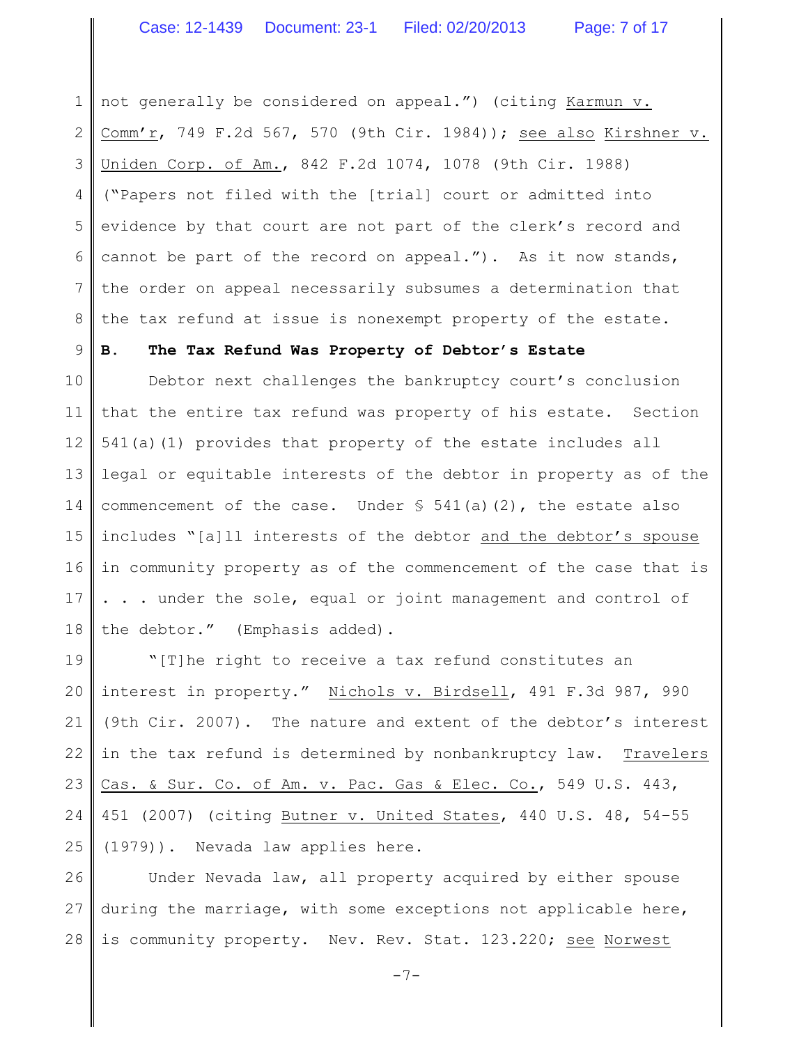not generally be considered on appeal.") (citing Karmun v. Comm'r, 749 F.2d 567, 570 (9th Cir. 1984)); see also Kirshner v. Uniden Corp. of Am., 842 F.2d 1074, 1078 (9th Cir. 1988) ("Papers not filed with the [trial] court or admitted into evidence by that court are not part of the clerk's record and cannot be part of the record on appeal."). As it now stands, the order on appeal necessarily subsumes a determination that the tax refund at issue is nonexempt property of the estate.

**B. The Tax Refund Was Property of Debtor's Estate**

Debtor next challenges the bankruptcy court's conclusion that the entire tax refund was property of his estate. Section 541(a)(1) provides that property of the estate includes all legal or equitable interests of the debtor in property as of the commencement of the case. Under § 541(a)(2), the estate also includes "[a]ll interests of the debtor and the debtor's spouse in community property as of the commencement of the case that is . . . under the sole, equal or joint management and control of the debtor." (Emphasis added).

"[T]he right to receive a tax refund constitutes an interest in property." Nichols v. Birdsell, 491 F.3d 987, 990 (9th Cir. 2007). The nature and extent of the debtor's interest in the tax refund is determined by nonbankruptcy law. Travelers Cas. & Sur. Co. of Am. v. Pac. Gas & Elec. Co., 549 U.S. 443, 451 (2007) (citing Butner v. United States, 440 U.S. 48, 54-55 (1979)). Nevada law applies here.

Under Nevada law, all property acquired by either spouse during the marriage, with some exceptions not applicable here, is community property. Nev. Rev. Stat. 123.220; see Norwest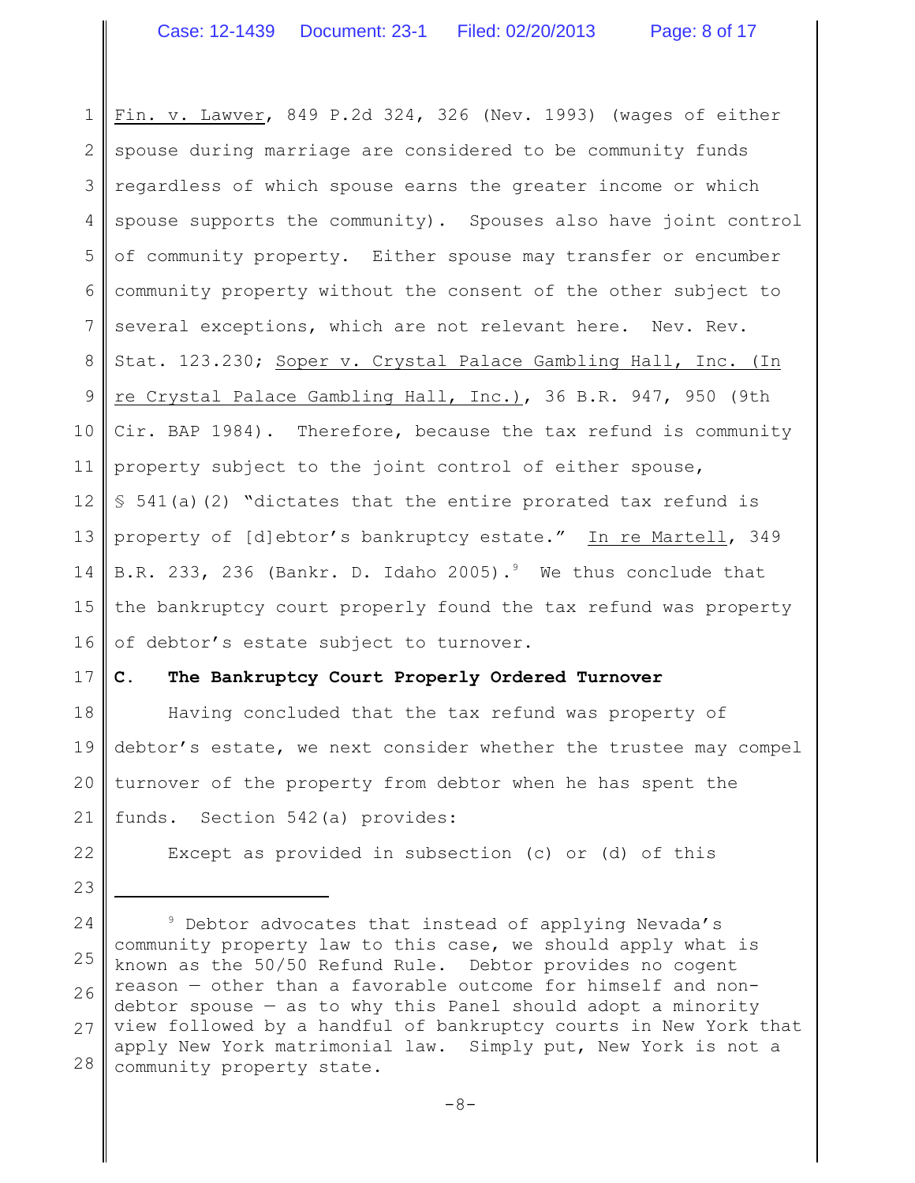Fin. v. Lawver, 849 P.2d 324, 326 (Nev. 1993) (wages of either spouse during marriage are considered to be community funds regardless of which spouse earns the greater income or which spouse supports the community). Spouses also have joint control of community property. Either spouse may transfer or encumber community property without the consent of the other subject to several exceptions, which are not relevant here. Nev. Rev. Stat. 123.230; Soper v. Crystal Palace Gambling Hall, Inc. (In re Crystal Palace Gambling Hall, Inc.), 36 B.R. 947, 950 (9th Cir. BAP 1984). Therefore, because the tax refund is community property subject to the joint control of either spouse, § 541(a)(2) "dictates that the entire prorated tax refund is property of [d]ebtor's bankruptcy estate." In re Martell, 349 B.R. 233, 236 (Bankr. D. Idaho 2005).[9] We thus conclude that the bankruptcy court properly found the tax refund was property of debtor's estate subject to turnover.

### C. The Bankruptcy Court Properly Ordered Turnover

Having concluded that the tax refund was property of debtor's estate, we next consider whether the trustee may compel turnover of the property from debtor when he has spent the funds. Section 542(a) provides:

> Except as provided in subsection (c) or (d) of this

---

[9] Debtor advocates that instead of applying Nevada's community property law to this case, we should apply what is known as the 50/50 Refund Rule. Debtor provides no cogent reason — other than a favorable outcome for himself and non-debtor spouse — as to why this Panel should adopt a minority view followed by a handful of bankruptcy courts in New York that apply New York matrimonial law. Simply put, New York is not a community property state.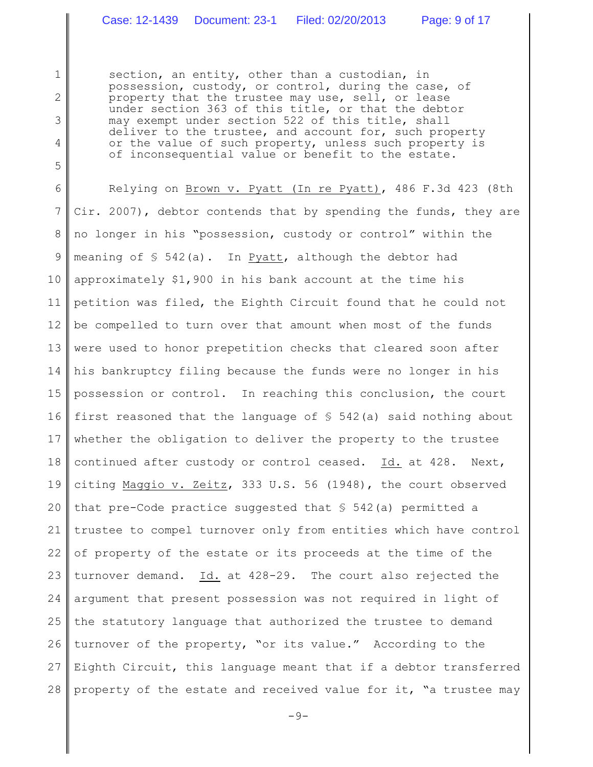> section, an entity, other than a custodian, in possession, custody, or control, during the case, of property that the trustee may use, sell, or lease under section 363 of this title, or that the debtor may exempt under section 522 of this title, shall deliver to the trustee, and account for, such property or the value of such property, unless such property is of inconsequential value or benefit to the estate.

Relying on Brown v. Pyatt (In re Pyatt), 486 F.3d 423 (8th Cir. 2007), debtor contends that by spending the funds, they are no longer in his "possession, custody or control" within the meaning of § 542(a). In Pyatt, although the debtor had approximately $1,900 in his bank account at the time his petition was filed, the Eighth Circuit found that he could not be compelled to turn over that amount when most of the funds were used to honor prepetition checks that cleared soon after his bankruptcy filing because the funds were no longer in his possession or control. In reaching this conclusion, the court first reasoned that the language of § 542(a) said nothing about whether the obligation to deliver the property to the trustee continued after custody or control ceased. Id. at 428. Next, citing Maggio v. Zeitz, 333 U.S. 56 (1948), the court observed that pre-Code practice suggested that § 542(a) permitted a trustee to compel turnover only from entities which have control of property of the estate or its proceeds at the time of the turnover demand. Id. at 428-29. The court also rejected the argument that present possession was not required in light of the statutory language that authorized the trustee to demand turnover of the property, "or its value." According to the Eighth Circuit, this language meant that if a debtor transferred property of the estate and received value for it, "a trustee may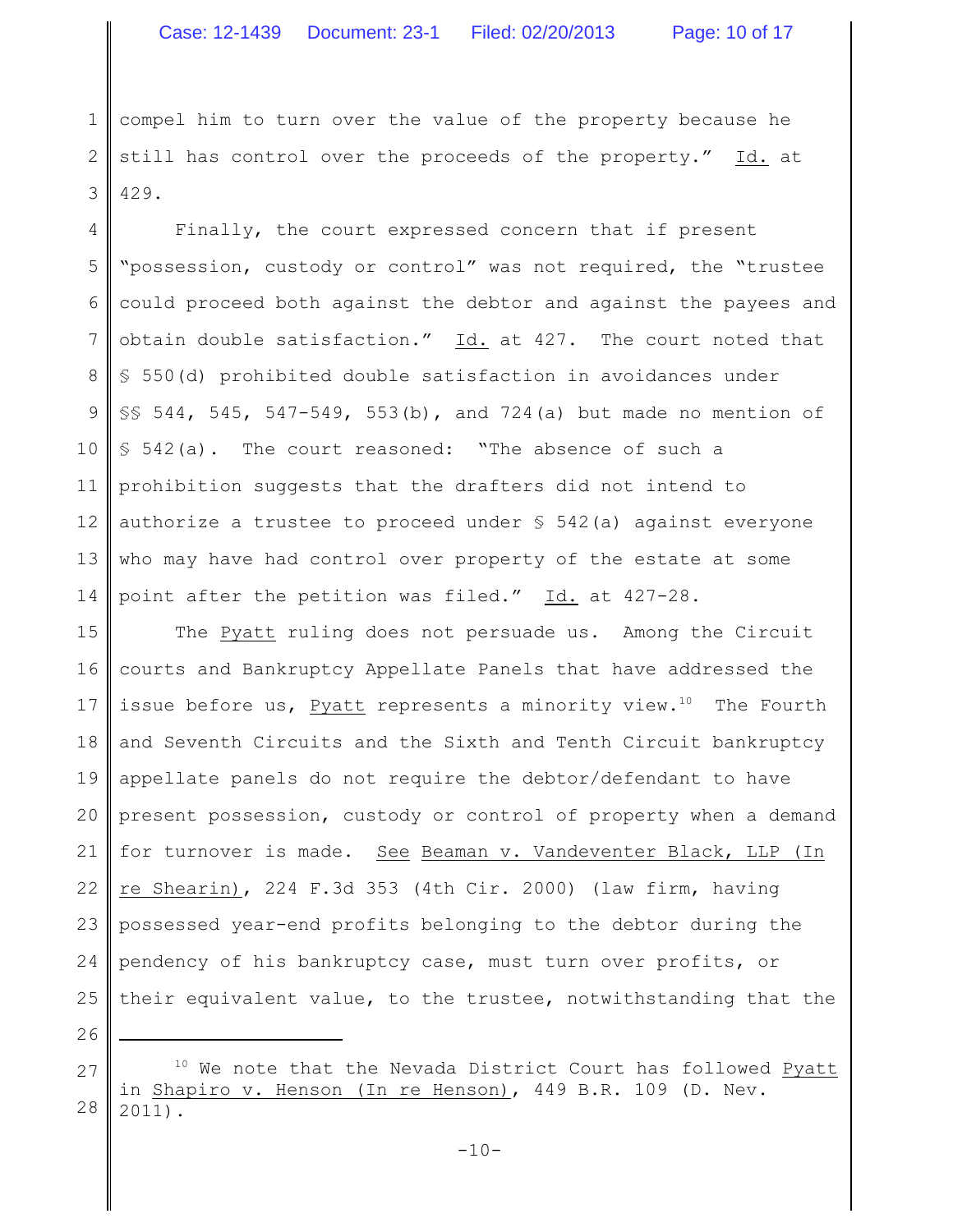compel him to turn over the value of the property because he still has control over the proceeds of the property." Id. at 429.

Finally, the court expressed concern that if present "possession, custody or control" was not required, the "trustee could proceed both against the debtor and against the payees and obtain double satisfaction." Id. at 427. The court noted that § 550(d) prohibited double satisfaction in avoidances under §§ 544, 545, 547-549, 553(b), and 724(a) but made no mention of § 542(a). The court reasoned: "The absence of such a prohibition suggests that the drafters did not intend to authorize a trustee to proceed under § 542(a) against everyone who may have had control over property of the estate at some point after the petition was filed." Id. at 427-28.

The Pyatt ruling does not persuade us. Among the Circuit courts and Bankruptcy Appellate Panels that have addressed the issue before us, Pyatt represents a minority view.[10] The Fourth and Seventh Circuits and the Sixth and Tenth Circuit bankruptcy appellate panels do not require the debtor/defendant to have present possession, custody or control of property when a demand for turnover is made. See Beaman v. Vandeventer Black, LLP (In re Shearin), 224 F.3d 353 (4th Cir. 2000) (law firm, having possessed year-end profits belonging to the debtor during the pendency of his bankruptcy case, must turn over profits, or their equivalent value, to the trustee, notwithstanding that the

---

[10] We note that the Nevada District Court has followed Pyatt in Shapiro v. Henson (In re Henson), 449 B.R. 109 (D. Nev. 2011).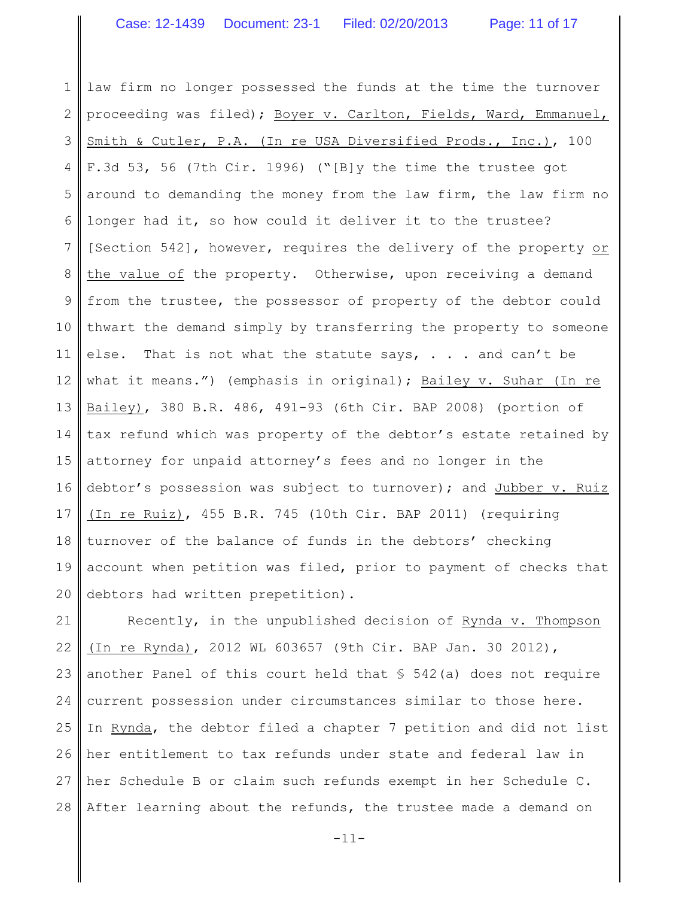law firm no longer possessed the funds at the time the turnover proceeding was filed); Boyer v. Carlton, Fields, Ward, Emmanuel, Smith & Cutler, P.A. (In re USA Diversified Prods., Inc.), 100 F.3d 53, 56 (7th Cir. 1996) ("[B]y the time the trustee got around to demanding the money from the law firm, the law firm no longer had it, so how could it deliver it to the trustee? [Section 542], however, requires the delivery of the property or the value of the property. Otherwise, upon receiving a demand from the trustee, the possessor of property of the debtor could thwart the demand simply by transferring the property to someone else. That is not what the statute says, . . . and can't be what it means.") (emphasis in original); Bailey v. Suhar (In re Bailey), 380 B.R. 486, 491-93 (6th Cir. BAP 2008) (portion of tax refund which was property of the debtor's estate retained by attorney for unpaid attorney's fees and no longer in the debtor's possession was subject to turnover); and Jubber v. Ruiz (In re Ruiz), 455 B.R. 745 (10th Cir. BAP 2011) (requiring turnover of the balance of funds in the debtors' checking account when petition was filed, prior to payment of checks that debtors had written prepetition).

Recently, in the unpublished decision of Rynda v. Thompson (In re Rynda), 2012 WL 603657 (9th Cir. BAP Jan. 30 2012), another Panel of this court held that § 542(a) does not require current possession under circumstances similar to those here. In Rynda, the debtor filed a chapter 7 petition and did not list her entitlement to tax refunds under state and federal law in her Schedule B or claim such refunds exempt in her Schedule C. After learning about the refunds, the trustee made a demand on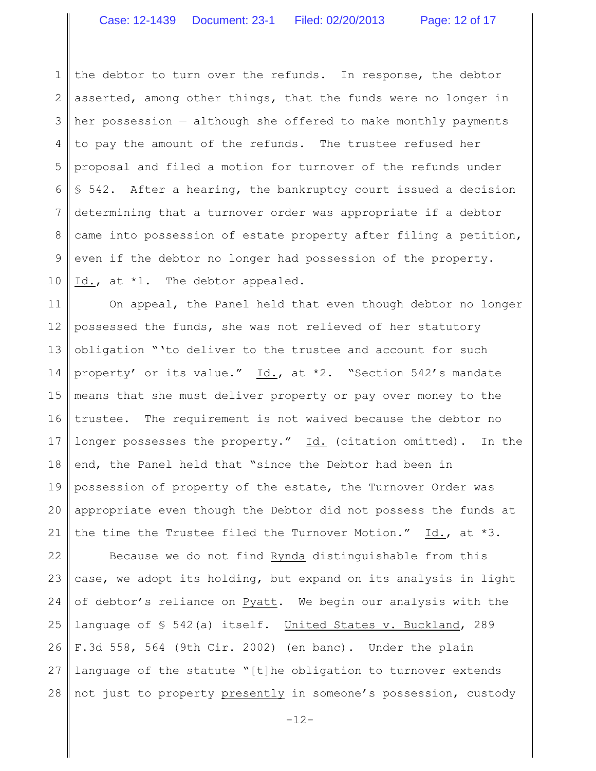the debtor to turn over the refunds. In response, the debtor asserted, among other things, that the funds were no longer in her possession — although she offered to make monthly payments to pay the amount of the refunds. The trustee refused her proposal and filed a motion for turnover of the refunds under § 542. After a hearing, the bankruptcy court issued a decision determining that a turnover order was appropriate if a debtor came into possession of estate property after filing a petition, even if the debtor no longer had possession of the property. Id., at *1. The debtor appealed.

On appeal, the Panel held that even though debtor no longer possessed the funds, she was not relieved of her statutory obligation "'to deliver to the trustee and account for such property' or its value." Id., at *2. "Section 542's mandate means that she must deliver property or pay over money to the trustee. The requirement is not waived because the debtor no longer possesses the property." Id. (citation omitted). In the end, the Panel held that "since the Debtor had been in possession of property of the estate, the Turnover Order was appropriate even though the Debtor did not possess the funds at the time the Trustee filed the Turnover Motion." Id., at *3.

Because we do not find Rynda distinguishable from this case, we adopt its holding, but expand on its analysis in light of debtor's reliance on Pyatt. We begin our analysis with the language of § 542(a) itself. United States v. Buckland, 289 F.3d 558, 564 (9th Cir. 2002) (en banc). Under the plain language of the statute "[t]he obligation to turnover extends not just to property presently in someone's possession, custody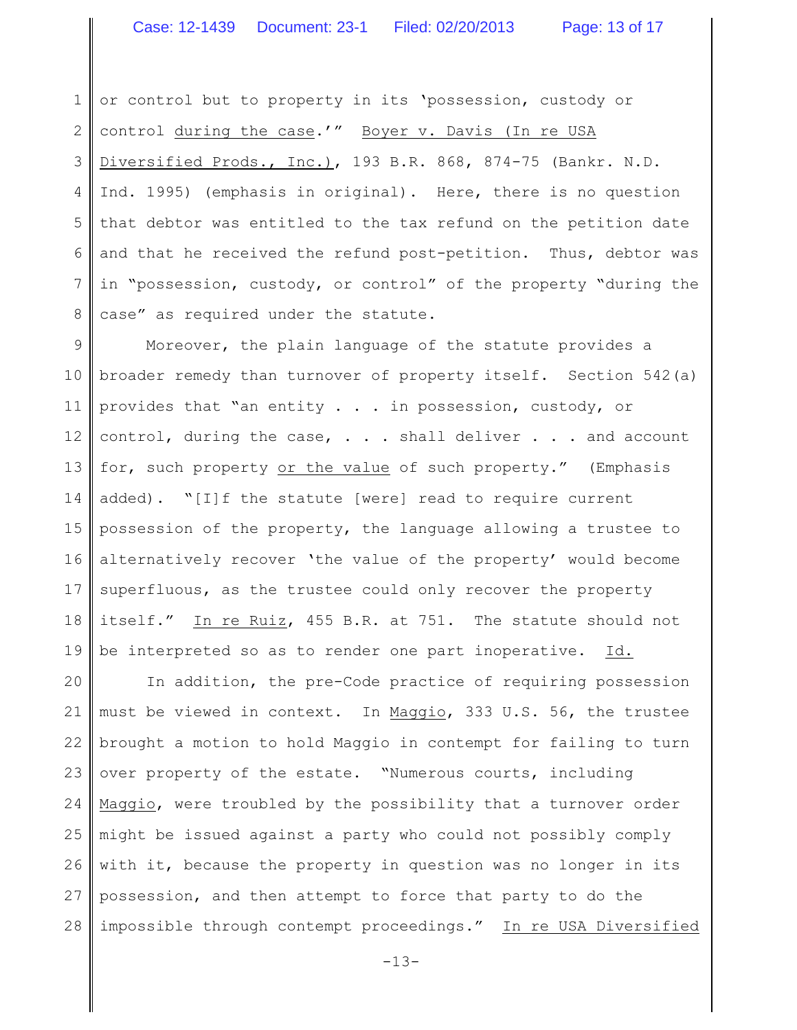or control but to property in its 'possession, custody or control during the case.'" Boyer v. Davis (In re USA Diversified Prods., Inc.), 193 B.R. 868, 874-75 (Bankr. N.D. Ind. 1995) (emphasis in original). Here, there is no question that debtor was entitled to the tax refund on the petition date and that he received the refund post-petition. Thus, debtor was in "possession, custody, or control" of the property "during the case" as required under the statute.

Moreover, the plain language of the statute provides a broader remedy than turnover of property itself. Section 542(a) provides that "an entity . . . in possession, custody, or control, during the case, . . . shall deliver . . . and account for, such property or the value of such property." (Emphasis added). "[I]f the statute [were] read to require current possession of the property, the language allowing a trustee to alternatively recover 'the value of the property' would become superfluous, as the trustee could only recover the property itself." In re Ruiz, 455 B.R. at 751. The statute should not be interpreted so as to render one part inoperative. Id.

In addition, the pre-Code practice of requiring possession must be viewed in context. In Maggio, 333 U.S. 56, the trustee brought a motion to hold Maggio in contempt for failing to turn over property of the estate. "Numerous courts, including Maggio, were troubled by the possibility that a turnover order might be issued against a party who could not possibly comply with it, because the property in question was no longer in its possession, and then attempt to force that party to do the impossible through contempt proceedings." In re USA Diversified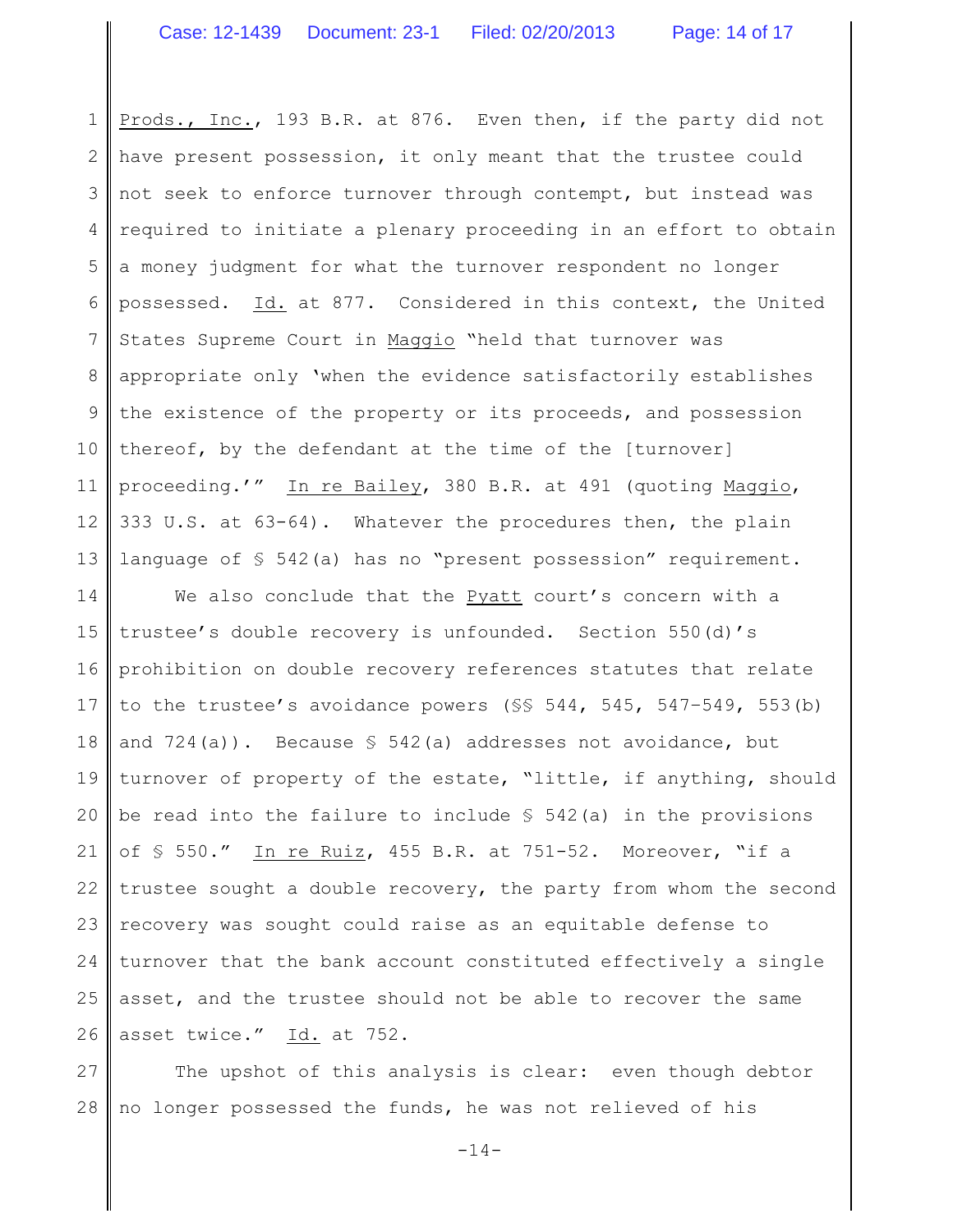Prods., Inc., 193 B.R. at 876. Even then, if the party did not have present possession, it only meant that the trustee could not seek to enforce turnover through contempt, but instead was required to initiate a plenary proceeding in an effort to obtain a money judgment for what the turnover respondent no longer possessed. Id. at 877. Considered in this context, the United States Supreme Court in Maggio "held that turnover was appropriate only 'when the evidence satisfactorily establishes the existence of the property or its proceeds, and possession thereof, by the defendant at the time of the [turnover] proceeding.'" In re Bailey, 380 B.R. at 491 (quoting Maggio, 333 U.S. at 63-64). Whatever the procedures then, the plain language of § 542(a) has no "present possession" requirement.

We also conclude that the Pyatt court's concern with a trustee's double recovery is unfounded. Section 550(d)'s prohibition on double recovery references statutes that relate to the trustee's avoidance powers (§§ 544, 545, 547–549, 553(b) and 724(a)). Because § 542(a) addresses not avoidance, but turnover of property of the estate, "little, if anything, should be read into the failure to include § 542(a) in the provisions of § 550." In re Ruiz, 455 B.R. at 751-52. Moreover, "if a trustee sought a double recovery, the party from whom the second recovery was sought could raise as an equitable defense to turnover that the bank account constituted effectively a single asset, and the trustee should not be able to recover the same asset twice." Id. at 752.

The upshot of this analysis is clear: even though debtor no longer possessed the funds, he was not relieved of his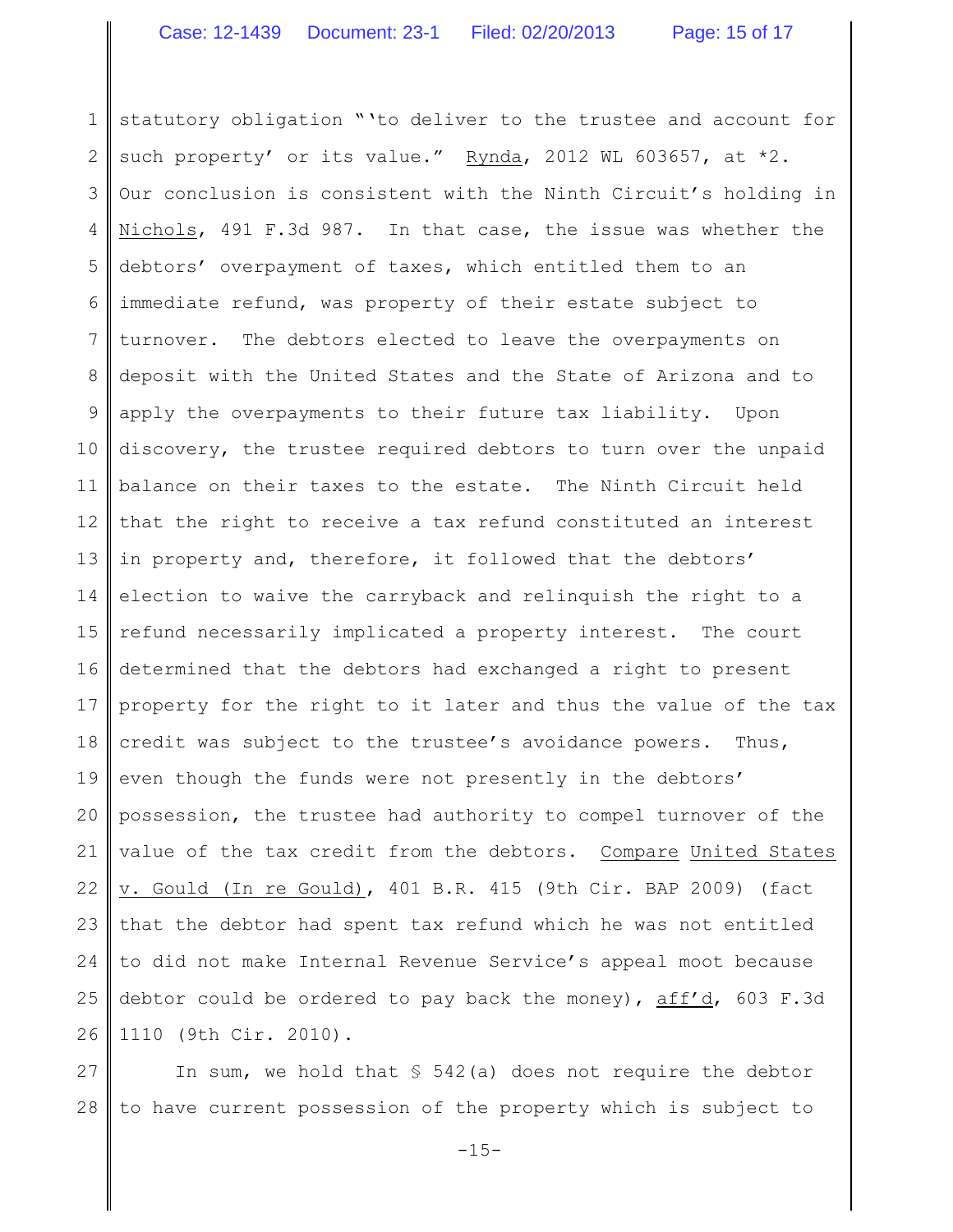statutory obligation "'to deliver to the trustee and account for such property' or its value." Rynda, 2012 WL 603657, at *2. Our conclusion is consistent with the Ninth Circuit's holding in Nichols, 491 F.3d 987. In that case, the issue was whether the debtors' overpayment of taxes, which entitled them to an immediate refund, was property of their estate subject to turnover. The debtors elected to leave the overpayments on deposit with the United States and the State of Arizona and to apply the overpayments to their future tax liability. Upon discovery, the trustee required debtors to turn over the unpaid balance on their taxes to the estate. The Ninth Circuit held that the right to receive a tax refund constituted an interest in property and, therefore, it followed that the debtors' election to waive the carryback and relinquish the right to a refund necessarily implicated a property interest. The court determined that the debtors had exchanged a right to present property for the right to it later and thus the value of the tax credit was subject to the trustee's avoidance powers. Thus, even though the funds were not presently in the debtors' possession, the trustee had authority to compel turnover of the value of the tax credit from the debtors. Compare United States v. Gould (In re Gould), 401 B.R. 415 (9th Cir. BAP 2009) (fact that the debtor had spent tax refund which he was not entitled to did not make Internal Revenue Service's appeal moot because debtor could be ordered to pay back the money), aff'd, 603 F.3d 1110 (9th Cir. 2010).

In sum, we hold that § 542(a) does not require the debtor to have current possession of the property which is subject to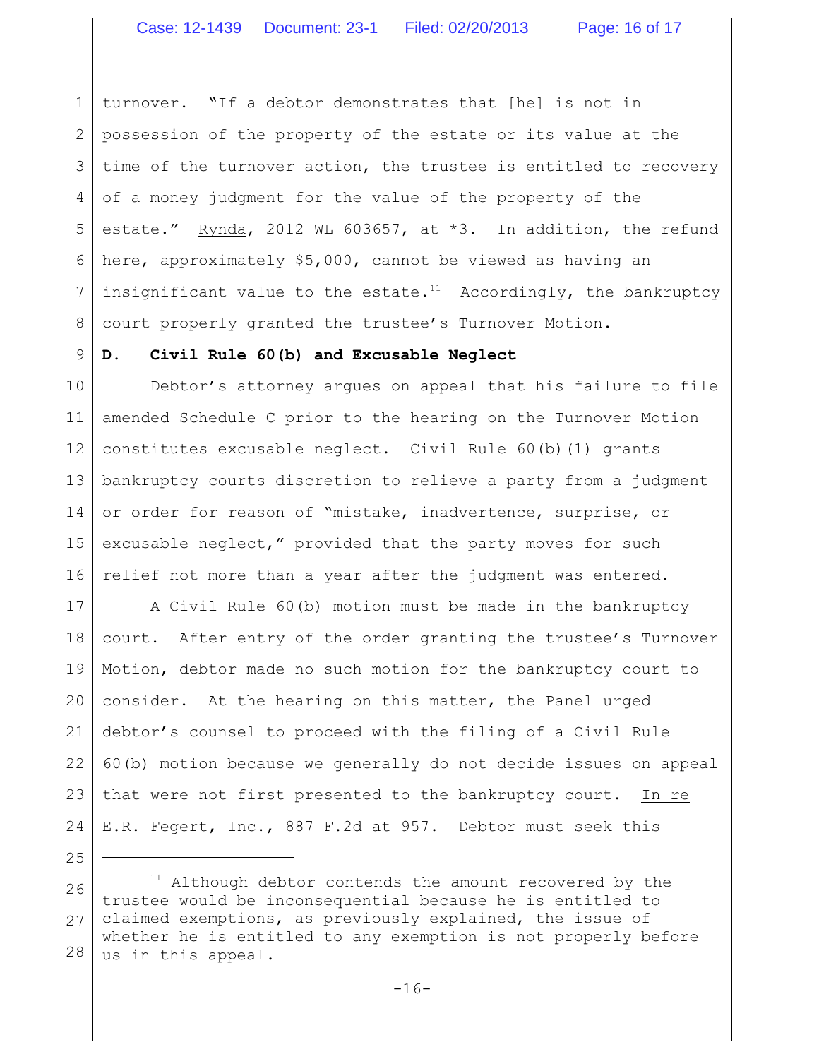turnover. "If a debtor demonstrates that [he] is not in possession of the property of the estate or its value at the time of the turnover action, the trustee is entitled to recovery of a money judgment for the value of the property of the estate." Rynda, 2012 WL 603657, at *3. In addition, the refund here, approximately $5,000, cannot be viewed as having an insignificant value to the estate.[11] Accordingly, the bankruptcy court properly granted the trustee's Turnover Motion.

**D. Civil Rule 60(b) and Excusable Neglect**

Debtor's attorney argues on appeal that his failure to file amended Schedule C prior to the hearing on the Turnover Motion constitutes excusable neglect. Civil Rule 60(b)(1) grants bankruptcy courts discretion to relieve a party from a judgment or order for reason of "mistake, inadvertence, surprise, or excusable neglect," provided that the party moves for such relief not more than a year after the judgment was entered.

A Civil Rule 60(b) motion must be made in the bankruptcy court. After entry of the order granting the trustee's Turnover Motion, debtor made no such motion for the bankruptcy court to consider. At the hearing on this matter, the Panel urged debtor's counsel to proceed with the filing of a Civil Rule 60(b) motion because we generally do not decide issues on appeal that were not first presented to the bankruptcy court. In re E.R. Fegert, Inc., 887 F.2d at 957. Debtor must seek this

---

[11] Although debtor contends the amount recovered by the trustee would be inconsequential because he is entitled to claimed exemptions, as previously explained, the issue of whether he is entitled to any exemption is not properly before us in this appeal.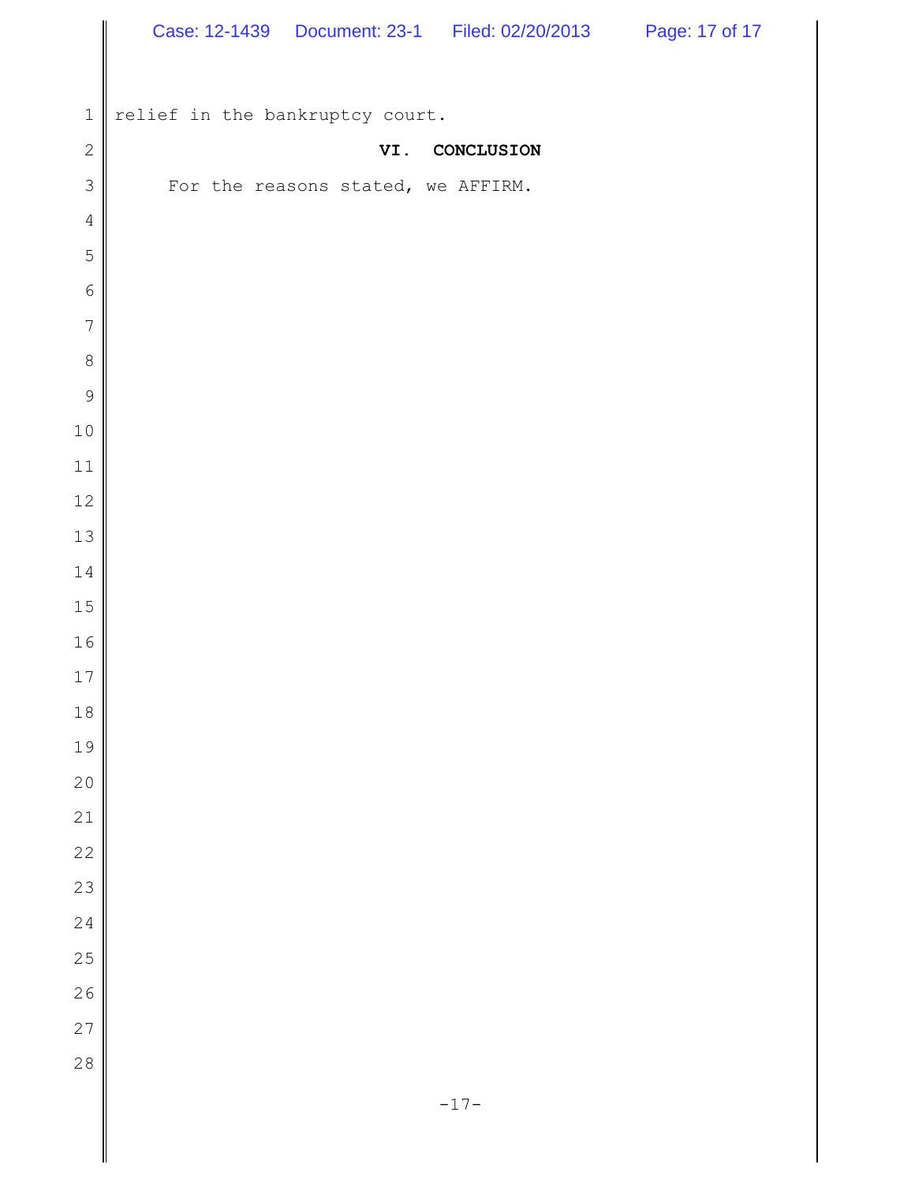relief in the bankruptcy court.

## VI. CONCLUSION

For the reasons stated, we AFFIRM.